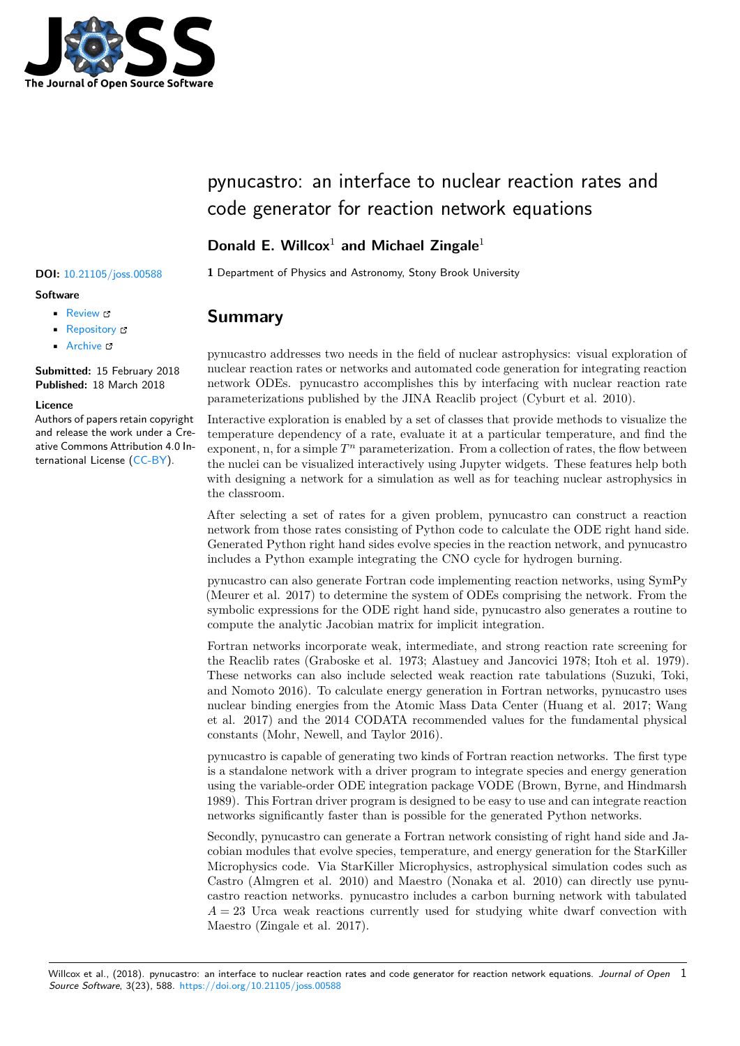# pynucastro: an interface to nuclear reaction rates and code generator for reaction network equations

**Donald E. Willcox**[1] **and Michael Zingale**[1]

**1** Department of Physics and Astronomy, Stony Brook University

**DOI:** 10.21105/joss.00588

**Software**

- Review
- Repository
- Archive

**Submitted:** 15 February 2018
**Published:** 18 March 2018

**Licence**
Authors of papers retain copyright and release the work under a Creative Commons Attribution 4.0 International License (CC-BY).

## Summary

pynucastro addresses two needs in the field of nuclear astrophysics: visual exploration of nuclear reaction rates or networks and automated code generation for integrating reaction network ODEs. pynucastro accomplishes this by interfacing with nuclear reaction rate parameterizations published by the JINA Reaclib project (Cyburt et al. 2010).

Interactive exploration is enabled by a set of classes that provide methods to visualize the temperature dependency of a rate, evaluate it at a particular temperature, and find the exponent, n, for a simple $T^n$ parameterization. From a collection of rates, the flow between the nuclei can be visualized interactively using Jupyter widgets. These features help both with designing a network for a simulation as well as for teaching nuclear astrophysics in the classroom.

After selecting a set of rates for a given problem, pynucastro can construct a reaction network from those rates consisting of Python code to calculate the ODE right hand side. Generated Python right hand sides evolve species in the reaction network, and pynucastro includes a Python example integrating the CNO cycle for hydrogen burning.

pynucastro can also generate Fortran code implementing reaction networks, using SymPy (Meurer et al. 2017) to determine the system of ODEs comprising the network. From the symbolic expressions for the ODE right hand side, pynucastro also generates a routine to compute the analytic Jacobian matrix for implicit integration.

Fortran networks incorporate weak, intermediate, and strong reaction rate screening for the Reaclib rates (Graboske et al. 1973; Alastuey and Jancovici 1978; Itoh et al. 1979). These networks can also include selected weak reaction rate tabulations (Suzuki, Toki, and Nomoto 2016). To calculate energy generation in Fortran networks, pynucastro uses nuclear binding energies from the Atomic Mass Data Center (Huang et al. 2017; Wang et al. 2017) and the 2014 CODATA recommended values for the fundamental physical constants (Mohr, Newell, and Taylor 2016).

pynucastro is capable of generating two kinds of Fortran reaction networks. The first type is a standalone network with a driver program to integrate species and energy generation using the variable-order ODE integration package VODE (Brown, Byrne, and Hindmarsh 1989). This Fortran driver program is designed to be easy to use and can integrate reaction networks significantly faster than is possible for the generated Python networks.

Secondly, pynucastro can generate a Fortran network consisting of right hand side and Jacobian modules that evolve species, temperature, and energy generation for the StarKiller Microphysics code. Via StarKiller Microphysics, astrophysical simulation codes such as Castro (Almgren et al. 2010) and Maestro (Nonaka et al. 2010) can directly use pynucastro reaction networks. pynucastro includes a carbon burning network with tabulated $A = 23$ Urca weak reactions currently used for studying white dwarf convection with Maestro (Zingale et al. 2017).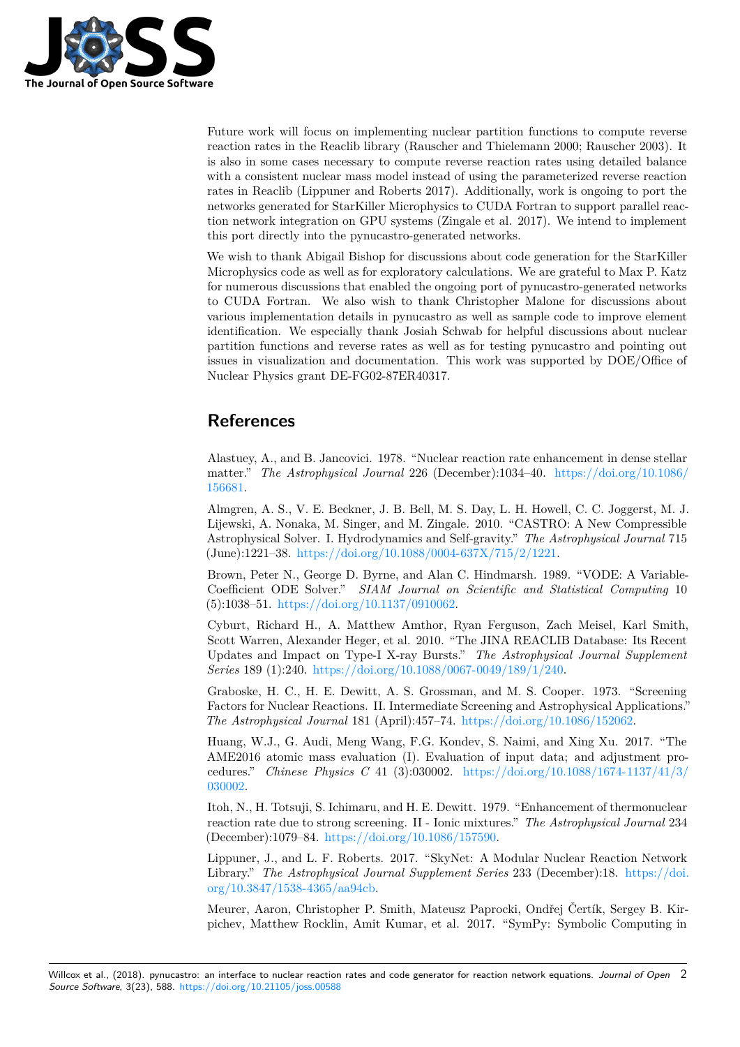Future work will focus on implementing nuclear partition functions to compute reverse reaction rates in the Reaclib library (Rauscher and Thielemann 2000; Rauscher 2003). It is also in some cases necessary to compute reverse reaction rates using detailed balance with a consistent nuclear mass model instead of using the parameterized reverse reaction rates in Reaclib (Lippuner and Roberts 2017). Additionally, work is ongoing to port the networks generated for StarKiller Microphysics to CUDA Fortran to support parallel reaction network integration on GPU systems (Zingale et al. 2017). We intend to implement this port directly into the pynucastro-generated networks.

We wish to thank Abigail Bishop for discussions about code generation for the StarKiller Microphysics code as well as for exploratory calculations. We are grateful to Max P. Katz for numerous discussions that enabled the ongoing port of pynucastro-generated networks to CUDA Fortran. We also wish to thank Christopher Malone for discussions about various implementation details in pynucastro as well as sample code to improve element identification. We especially thank Josiah Schwab for helpful discussions about nuclear partition functions and reverse rates as well as for testing pynucastro and pointing out issues in visualization and documentation. This work was supported by DOE/Office of Nuclear Physics grant DE-FG02-87ER40317.

# References

Alastuey, A., and B. Jancovici. 1978. "Nuclear reaction rate enhancement in dense stellar matter." *The Astrophysical Journal* 226 (December):1034–40. https://doi.org/10.1086/156681.

Almgren, A. S., V. E. Beckner, J. B. Bell, M. S. Day, L. H. Howell, C. C. Joggerst, M. J. Lijewski, A. Nonaka, M. Singer, and M. Zingale. 2010. "CASTRO: A New Compressible Astrophysical Solver. I. Hydrodynamics and Self-gravity." *The Astrophysical Journal* 715 (June):1221–38. https://doi.org/10.1088/0004-637X/715/2/1221.

Brown, Peter N., George D. Byrne, and Alan C. Hindmarsh. 1989. "VODE: A Variable-Coefficient ODE Solver." *SIAM Journal on Scientific and Statistical Computing* 10 (5):1038–51. https://doi.org/10.1137/0910062.

Cyburt, Richard H., A. Matthew Amthor, Ryan Ferguson, Zach Meisel, Karl Smith, Scott Warren, Alexander Heger, et al. 2010. "The JINA REACLIB Database: Its Recent Updates and Impact on Type-I X-ray Bursts." *The Astrophysical Journal Supplement Series* 189 (1):240. https://doi.org/10.1088/0067-0049/189/1/240.

Graboske, H. C., H. E. Dewitt, A. S. Grossman, and M. S. Cooper. 1973. "Screening Factors for Nuclear Reactions. II. Intermediate Screening and Astrophysical Applications." *The Astrophysical Journal* 181 (April):457–74. https://doi.org/10.1086/152062.

Huang, W.J., G. Audi, Meng Wang, F.G. Kondev, S. Naimi, and Xing Xu. 2017. "The AME2016 atomic mass evaluation (I). Evaluation of input data; and adjustment procedures." *Chinese Physics C* 41 (3):030002. https://doi.org/10.1088/1674-1137/41/3/030002.

Itoh, N., H. Totsuji, S. Ichimaru, and H. E. Dewitt. 1979. "Enhancement of thermonuclear reaction rate due to strong screening. II - Ionic mixtures." *The Astrophysical Journal* 234 (December):1079–84. https://doi.org/10.1086/157590.

Lippuner, J., and L. F. Roberts. 2017. "SkyNet: A Modular Nuclear Reaction Network Library." *The Astrophysical Journal Supplement Series* 233 (December):18. https://doi.org/10.3847/1538-4365/aa94cb.

Meurer, Aaron, Christopher P. Smith, Mateusz Paprocki, Ondřej Čertík, Sergey B. Kirpichev, Matthew Rocklin, Amit Kumar, et al. 2017. "SymPy: Symbolic Computing in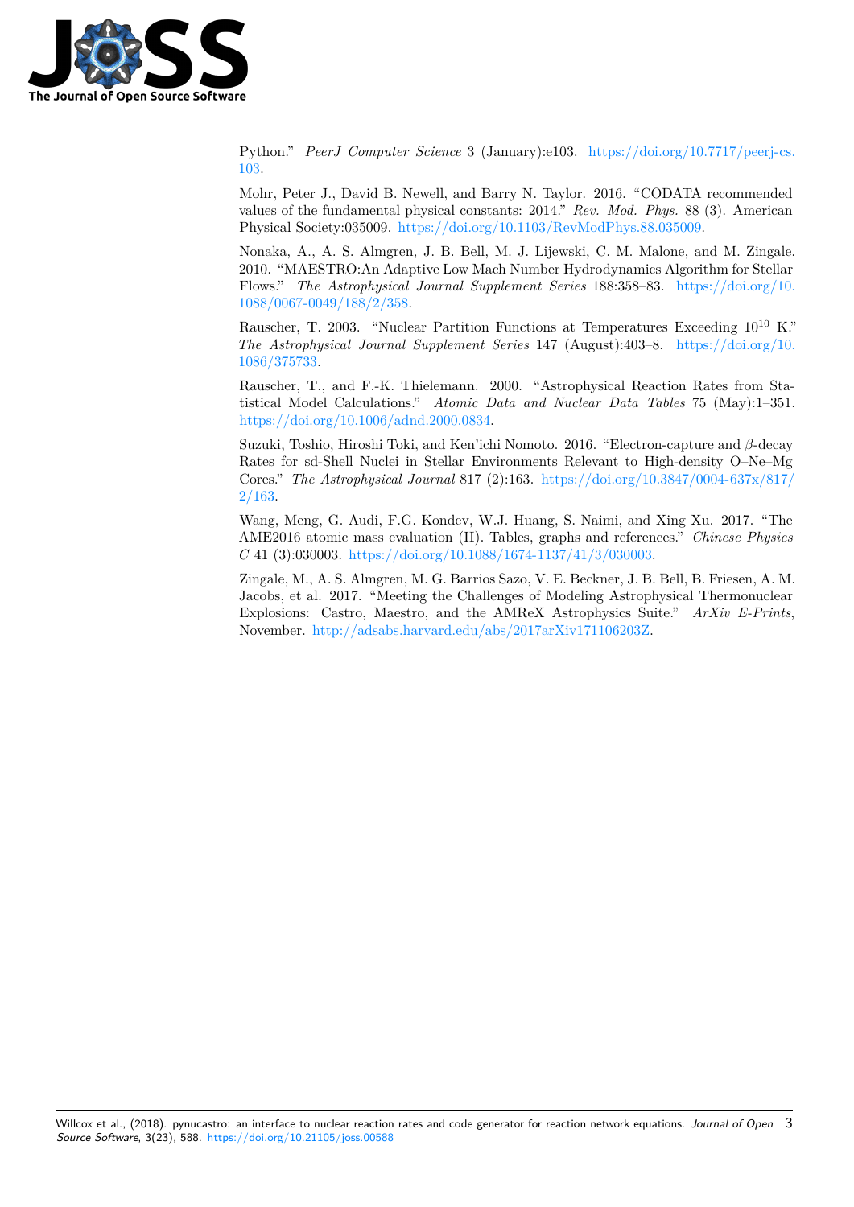Python." *PeerJ Computer Science* 3 (January):e103. https://doi.org/10.7717/peerj-cs.103.

Mohr, Peter J., David B. Newell, and Barry N. Taylor. 2016. "CODATA recommended values of the fundamental physical constants: 2014." *Rev. Mod. Phys.* 88 (3). American Physical Society:035009. https://doi.org/10.1103/RevModPhys.88.035009.

Nonaka, A., A. S. Almgren, J. B. Bell, M. J. Lijewski, C. M. Malone, and M. Zingale. 2010. "MAESTRO:An Adaptive Low Mach Number Hydrodynamics Algorithm for Stellar Flows." *The Astrophysical Journal Supplement Series* 188:358–83. https://doi.org/10.1088/0067-0049/188/2/358.

Rauscher, T. 2003. "Nuclear Partition Functions at Temperatures Exceeding $10^{10}$ K." *The Astrophysical Journal Supplement Series* 147 (August):403–8. https://doi.org/10.1086/375733.

Rauscher, T., and F.-K. Thielemann. 2000. "Astrophysical Reaction Rates from Statistical Model Calculations." *Atomic Data and Nuclear Data Tables* 75 (May):1–351. https://doi.org/10.1006/adnd.2000.0834.

Suzuki, Toshio, Hiroshi Toki, and Ken'ichi Nomoto. 2016. "Electron-capture and $\beta$-decay Rates for sd-Shell Nuclei in Stellar Environments Relevant to High-density O–Ne–Mg Cores." *The Astrophysical Journal* 817 (2):163. https://doi.org/10.3847/0004-637x/817/2/163.

Wang, Meng, G. Audi, F.G. Kondev, W.J. Huang, S. Naimi, and Xing Xu. 2017. "The AME2016 atomic mass evaluation (II). Tables, graphs and references." *Chinese Physics C* 41 (3):030003. https://doi.org/10.1088/1674-1137/41/3/030003.

Zingale, M., A. S. Almgren, M. G. Barrios Sazo, V. E. Beckner, J. B. Bell, B. Friesen, A. M. Jacobs, et al. 2017. "Meeting the Challenges of Modeling Astrophysical Thermonuclear Explosions: Castro, Maestro, and the AMReX Astrophysics Suite." *ArXiv E-Prints*, November. http://adsabs.harvard.edu/abs/2017arXiv171106203Z.